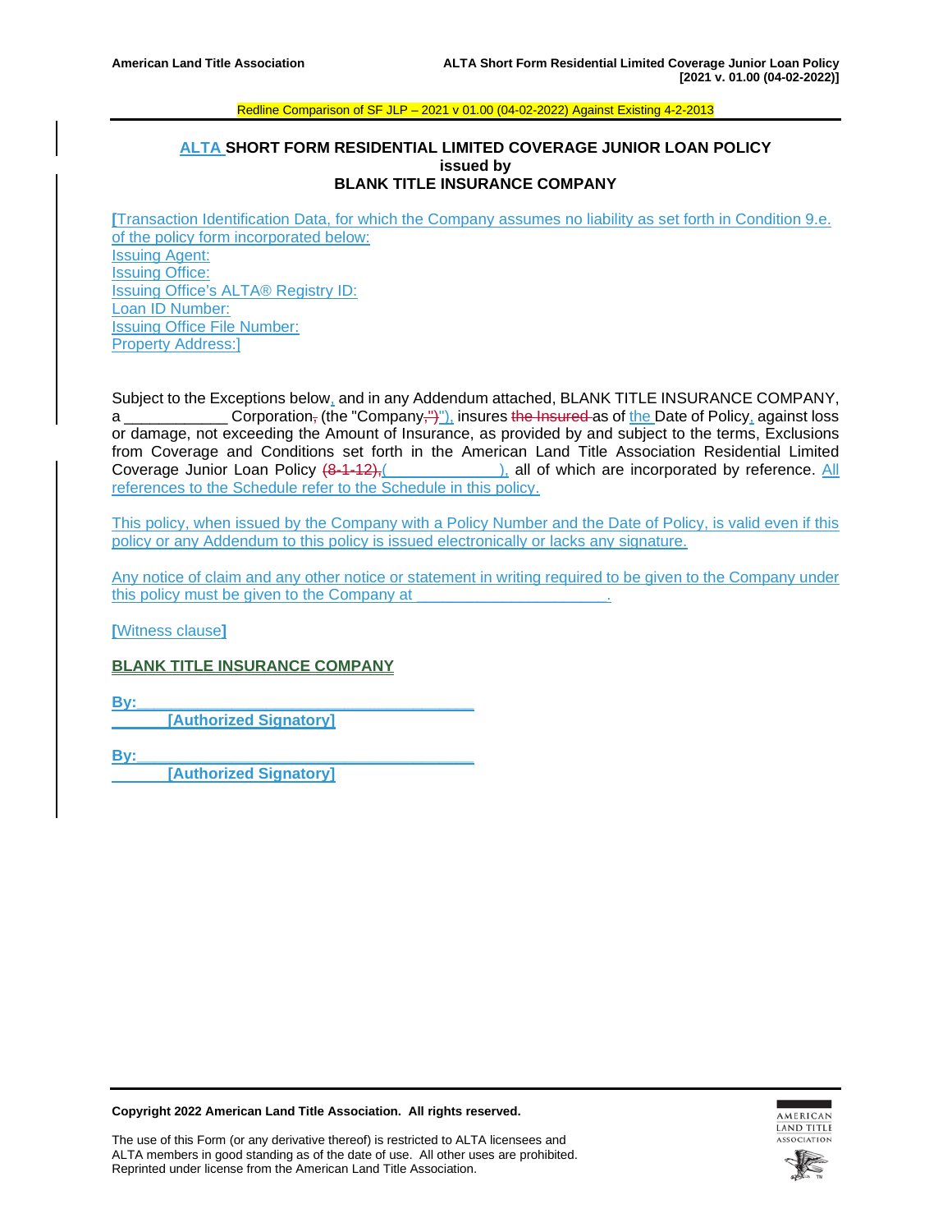Redline Comparison of SF JLP – 2021 v 01.00 (04-02-2022) Against Existing 4-2-2013

## ALTA SHORT FORM RESIDENTIAL LIMITED COVERAGE JUNIOR LOAN POLICY
### issued by
### BLANK TITLE INSURANCE COMPANY

[Transaction Identification Data, for which the Company assumes no liability as set forth in Condition 9.e. of the policy form incorporated below:
Issuing Agent:
Issuing Office:
Issuing Office's ALTA® Registry ID:
Loan ID Number:
Issuing Office File Number:
Property Address:]

Subject to the Exceptions below, and in any Addendum attached, BLANK TITLE INSURANCE COMPANY, a ____________ Corporation, (the "Company,")"), insures the Insured as of the Date of Policy, against loss or damage, not exceeding the Amount of Insurance, as provided by and subject to the terms, Exclusions from Coverage and Conditions set forth in the American Land Title Association Residential Limited Coverage Junior Loan Policy (8-1-12),(______________), all of which are incorporated by reference. All references to the Schedule refer to the Schedule in this policy.

This policy, when issued by the Company with a Policy Number and the Date of Policy, is valid even if this policy or any Addendum to this policy is issued electronically or lacks any signature.

Any notice of claim and any other notice or statement in writing required to be given to the Company under this policy must be given to the Company at ______________________.

[Witness clause]

**BLANK TITLE INSURANCE COMPANY**

**By:**______________________________________
**[Authorized Signatory]**

**By:**______________________________________
**[Authorized Signatory]**

**Copyright 2022 American Land Title Association. All rights reserved.**

The use of this Form (or any derivative thereof) is restricted to ALTA licensees and ALTA members in good standing as of the date of use. All other uses are prohibited. Reprinted under license from the American Land Title Association.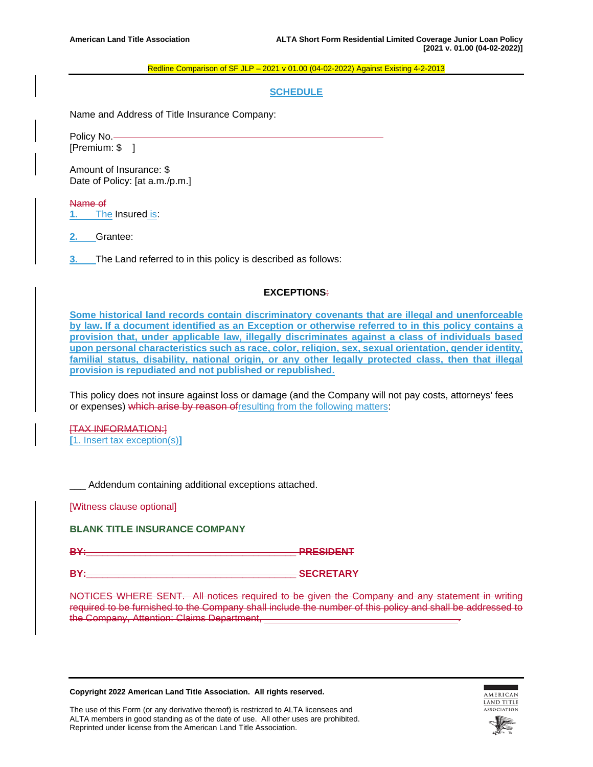Redline Comparison of SF JLP – 2021 v 01.00 (04-02-2022) Against Existing 4-2-2013

## SCHEDULE

Name and Address of Title Insurance Company:

Policy No.\_\_\_\_\_\_\_\_\_\_\_\_\_\_\_\_\_\_\_\_\_\_\_\_\_\_\_\_\_\_\_\_\_\_\_\_\_\_\_\_
[Premium: $ ]

Amount of Insurance: $
Date of Policy: [at a.m./p.m.]

~~Name of~~
1. The Insured is:

2. Grantee:

3. The Land referred to in this policy is described as follows:

### EXCEPTIONS~~:~~

**Some historical land records contain discriminatory covenants that are illegal and unenforceable by law. If a document identified as an Exception or otherwise referred to in this policy contains a provision that, under applicable law, illegally discriminates against a class of individuals based upon personal characteristics such as race, color, religion, sex, sexual orientation, gender identity, familial status, disability, national origin, or any other legally protected class, then that illegal provision is repudiated and not published or republished.**

This policy does not insure against loss or damage (and the Company will not pay costs, attorneys' fees or expenses) ~~which arise by reason of~~resulting from the following matters:

~~[TAX INFORMATION:]~~
[1. Insert tax exception(s)]

\_\_\_ Addendum containing additional exceptions attached.

~~[Witness clause optional]~~

~~**BLANK TITLE INSURANCE COMPANY**~~

~~**BY:\_\_\_\_\_\_\_\_\_\_\_\_\_\_\_\_\_\_\_\_\_\_\_\_\_\_\_\_\_\_\_\_\_\_\_\_\_\_\_ PRESIDENT**~~

~~**BY:\_\_\_\_\_\_\_\_\_\_\_\_\_\_\_\_\_\_\_\_\_\_\_\_\_\_\_\_\_\_\_\_\_\_\_\_\_\_\_ SECRETARY**~~

~~NOTICES WHERE SENT. All notices required to be given the Company and any statement in writing required to be furnished to the Company shall include the number of this policy and shall be addressed to the Company, Attention: Claims Department, \_\_\_\_\_\_\_\_\_\_\_\_\_\_\_\_\_\_\_\_\_\_\_\_\_\_\_\_\_\_\_\_\_\_\_\_.~~

**Copyright 2022 American Land Title Association. All rights reserved.**

The use of this Form (or any derivative thereof) is restricted to ALTA licensees and ALTA members in good standing as of the date of use. All other uses are prohibited. Reprinted under license from the American Land Title Association.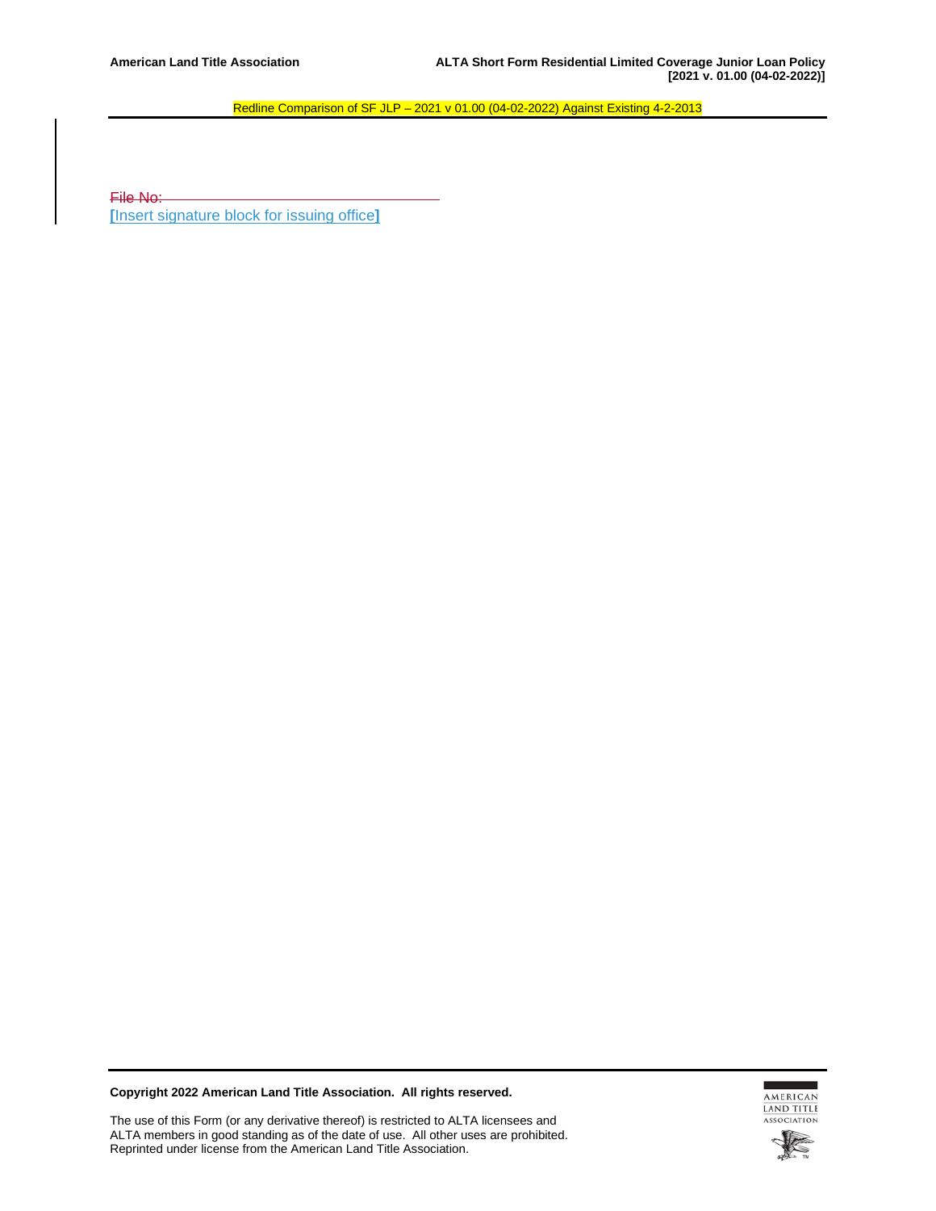Redline Comparison of SF JLP – 2021 v 01.00 (04-02-2022) Against Existing 4-2-2013

~~File No: ______________________________~~

[Insert signature block for issuing office]

**Copyright 2022 American Land Title Association. All rights reserved.**

The use of this Form (or any derivative thereof) is restricted to ALTA licensees and ALTA members in good standing as of the date of use. All other uses are prohibited. Reprinted under license from the American Land Title Association.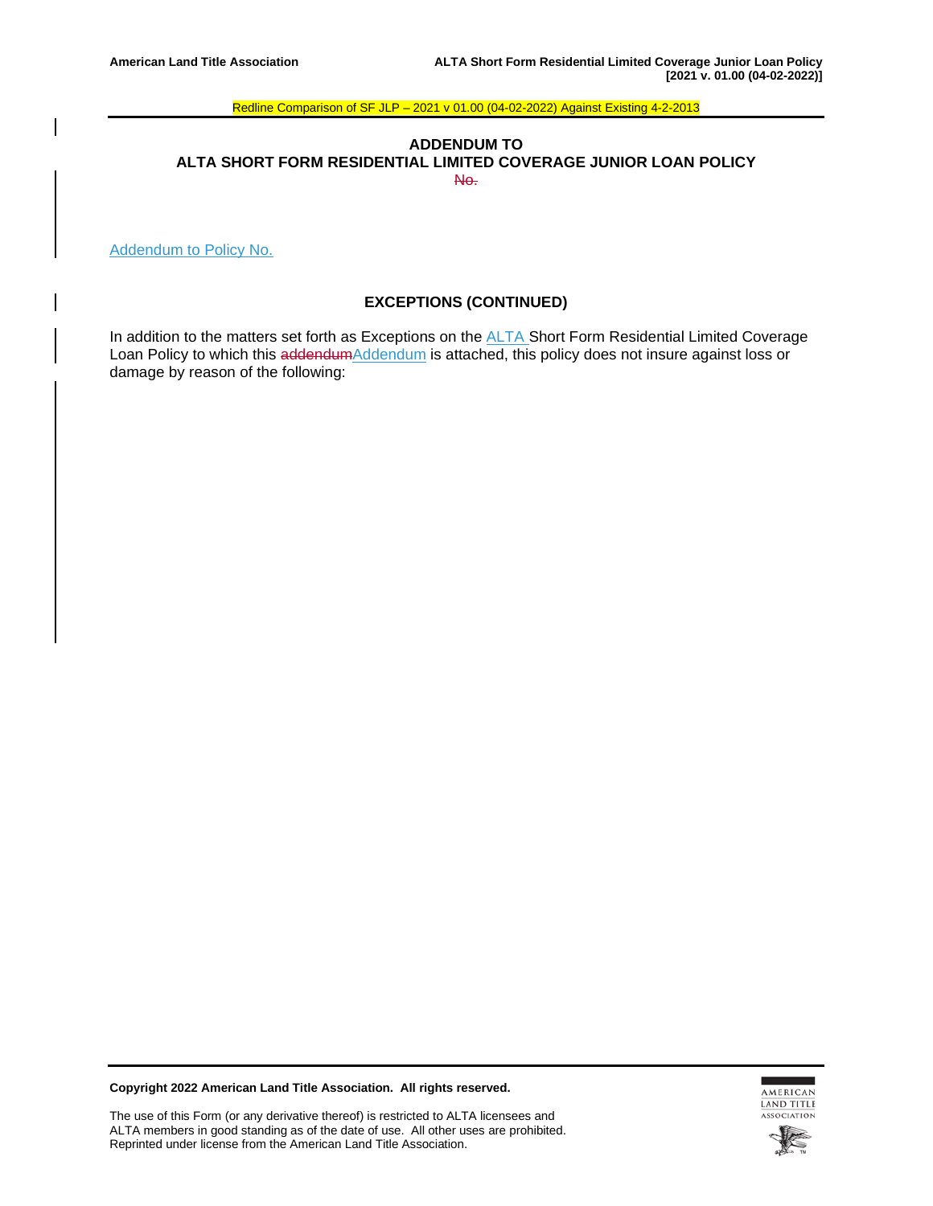Redline Comparison of SF JLP – 2021 v 01.00 (04-02-2022) Against Existing 4-2-2013

## ADDENDUM TO
## ALTA SHORT FORM RESIDENTIAL LIMITED COVERAGE JUNIOR LOAN POLICY

~~No.~~

Addendum to Policy No.

### EXCEPTIONS (CONTINUED)

In addition to the matters set forth as Exceptions on the ALTA Short Form Residential Limited Coverage Loan Policy to which this ~~addendum~~Addendum is attached, this policy does not insure against loss or damage by reason of the following:

**Copyright 2022 American Land Title Association. All rights reserved.**

The use of this Form (or any derivative thereof) is restricted to ALTA licensees and ALTA members in good standing as of the date of use. All other uses are prohibited. Reprinted under license from the American Land Title Association.